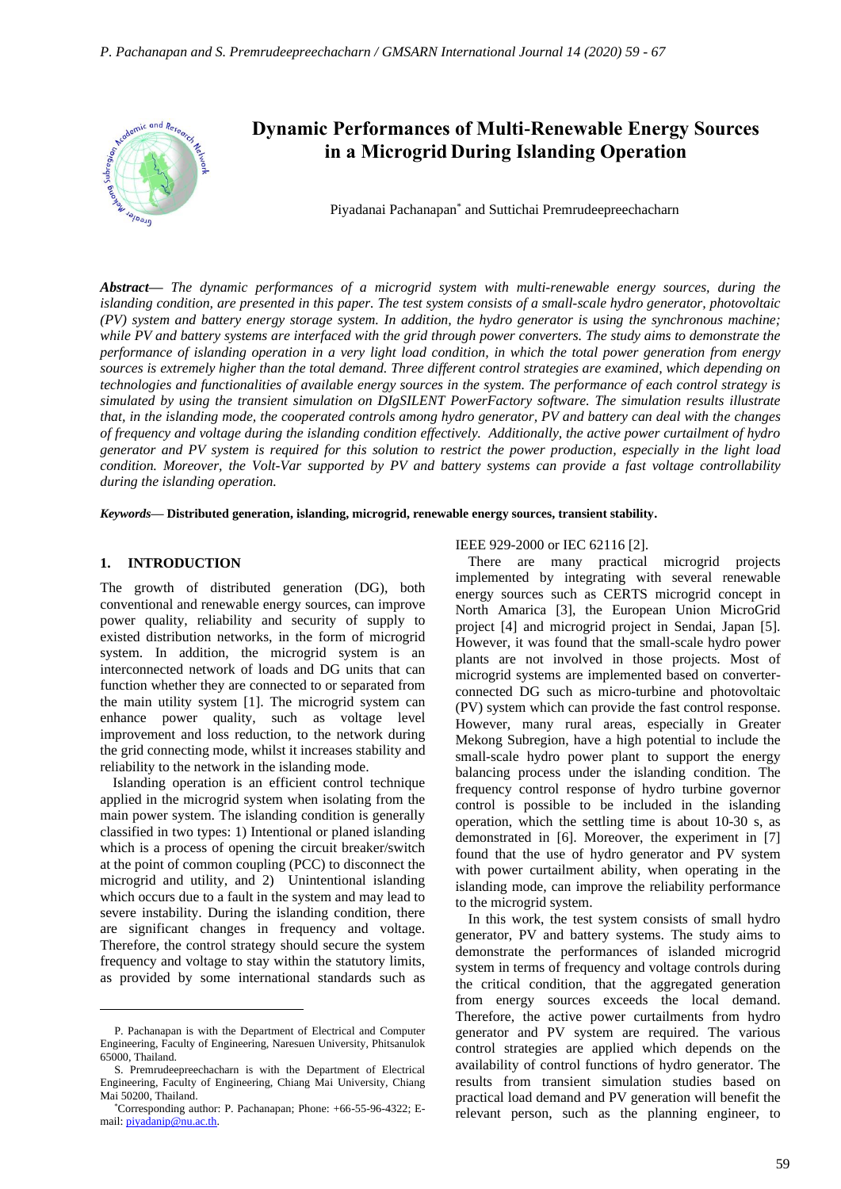# Dynamic Performances of Multi-Renewable Energy Sources in a Microgrid During Islanding Operation

Piyadanai Pachanapan* and Suttichai Premrudeepreechacharn

***Abstract***— *The dynamic performances of a microgrid system with multi-renewable energy sources, during the islanding condition, are presented in this paper. The test system consists of a small-scale hydro generator, photovoltaic (PV) system and battery energy storage system. In addition, the hydro generator is using the synchronous machine; while PV and battery systems are interfaced with the grid through power converters. The study aims to demonstrate the performance of islanding operation in a very light load condition, in which the total power generation from energy sources is extremely higher than the total demand. Three different control strategies are examined, which depending on technologies and functionalities of available energy sources in the system. The performance of each control strategy is simulated by using the transient simulation on DIgSILENT PowerFactory software. The simulation results illustrate that, in the islanding mode, the cooperated controls among hydro generator, PV and battery can deal with the changes of frequency and voltage during the islanding condition effectively. Additionally, the active power curtailment of hydro generator and PV system is required for this solution to restrict the power production, especially in the light load condition. Moreover, the Volt-Var supported by PV and battery systems can provide a fast voltage controllability during the islanding operation.*

***Keywords***— **Distributed generation, islanding, microgrid, renewable energy sources, transient stability.**

## 1. INTRODUCTION

The growth of distributed generation (DG), both conventional and renewable energy sources, can improve power quality, reliability and security of supply to existed distribution networks, in the form of microgrid system. In addition, the microgrid system is an interconnected network of loads and DG units that can function whether they are connected to or separated from the main utility system [1]. The microgrid system can enhance power quality, such as voltage level improvement and loss reduction, to the network during the grid connecting mode, whilst it increases stability and reliability to the network in the islanding mode.

Islanding operation is an efficient control technique applied in the microgrid system when isolating from the main power system. The islanding condition is generally classified in two types: 1) Intentional or planed islanding which is a process of opening the circuit breaker/switch at the point of common coupling (PCC) to disconnect the microgrid and utility, and 2) Unintentional islanding which occurs due to a fault in the system and may lead to severe instability. During the islanding condition, there are significant changes in frequency and voltage. Therefore, the control strategy should secure the system frequency and voltage to stay within the statutory limits, as provided by some international standards such as IEEE 929-2000 or IEC 62116 [2].

There are many practical microgrid projects implemented by integrating with several renewable energy sources such as CERTS microgrid concept in North Amarica [3], the European Union MicroGrid project [4] and microgrid project in Sendai, Japan [5]. However, it was found that the small-scale hydro power plants are not involved in those projects. Most of microgrid systems are implemented based on converter-connected DG such as micro-turbine and photovoltaic (PV) system which can provide the fast control response. However, many rural areas, especially in Greater Mekong Subregion, have a high potential to include the small-scale hydro power plant to support the energy balancing process under the islanding condition. The frequency control response of hydro turbine governor control is possible to be included in the islanding operation, which the settling time is about 10-30 s, as demonstrated in [6]. Moreover, the experiment in [7] found that the use of hydro generator and PV system with power curtailment ability, when operating in the islanding mode, can improve the reliability performance to the microgrid system.

In this work, the test system consists of small hydro generator, PV and battery systems. The study aims to demonstrate the performances of islanded microgrid system in terms of frequency and voltage controls during the critical condition, that the aggregated generation from energy sources exceeds the local demand. Therefore, the active power curtailments from hydro generator and PV system are required. The various control strategies are applied which depends on the availability of control functions of hydro generator. The results from transient simulation studies based on practical load demand and PV generation will benefit the relevant person, such as the planning engineer, to

---

P. Pachanapan is with the Department of Electrical and Computer Engineering, Faculty of Engineering, Naresuen University, Phitsanulok 65000, Thailand.

S. Premrudeepreechacharn is with the Department of Electrical Engineering, Faculty of Engineering, Chiang Mai University, Chiang Mai 50200, Thailand.

*Corresponding author: P. Pachanapan; Phone: +66-55-96-4322; E-mail: piyadanip@nu.ac.th.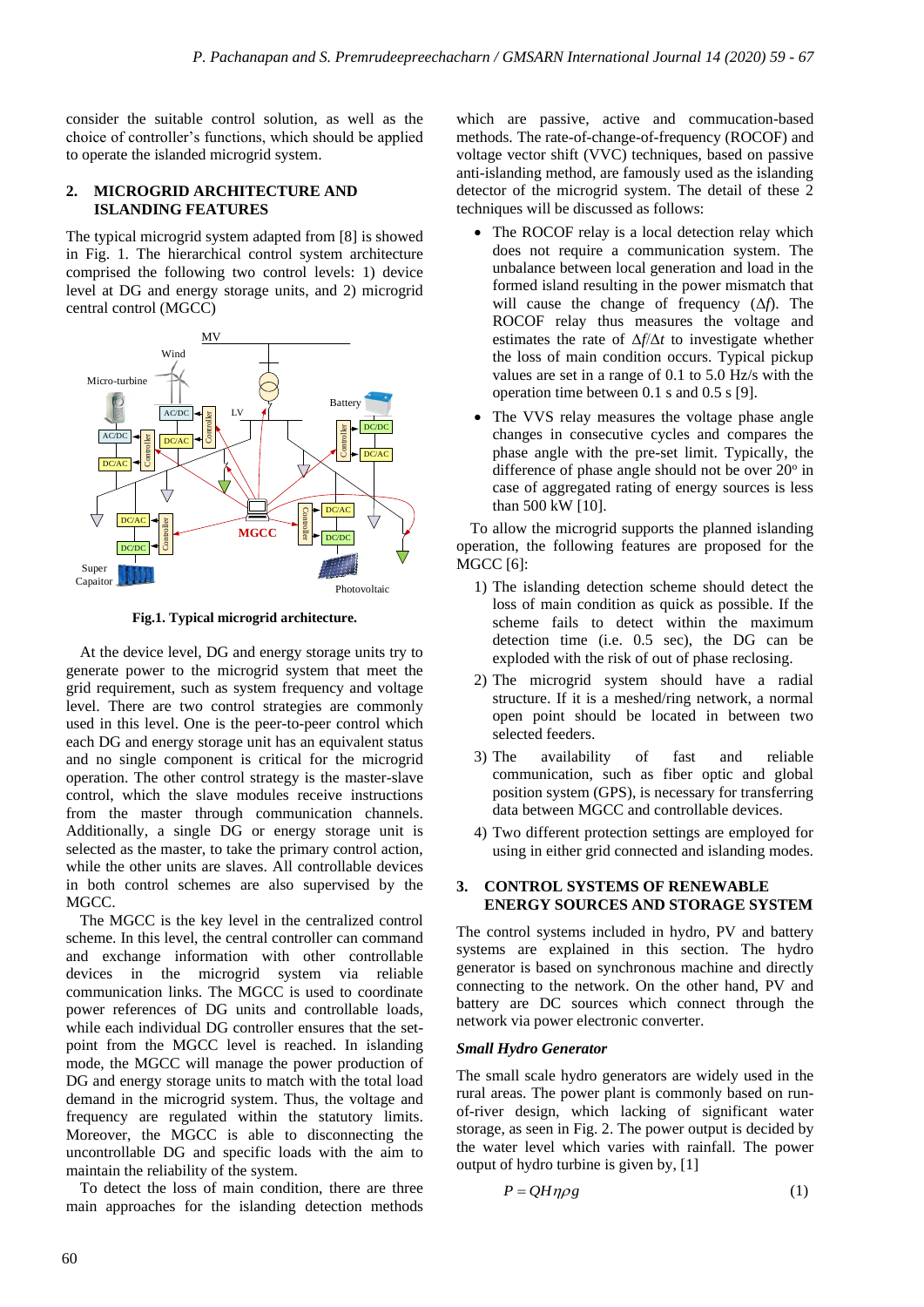consider the suitable control solution, as well as the choice of controller's functions, which should be applied to operate the islanded microgrid system.

## 2. MICROGRID ARCHITECTURE AND ISLANDING FEATURES

The typical microgrid system adapted from [8] is showed in Fig. 1. The hierarchical control system architecture comprised the following two control levels: 1) device level at DG and energy storage units, and 2) microgrid central control (MGCC)

**Fig.1. Typical microgrid architecture.**

At the device level, DG and energy storage units try to generate power to the microgrid system that meet the grid requirement, such as system frequency and voltage level. There are two control strategies are commonly used in this level. One is the peer-to-peer control which each DG and energy storage unit has an equivalent status and no single component is critical for the microgrid operation. The other control strategy is the master-slave control, which the slave modules receive instructions from the master through communication channels. Additionally, a single DG or energy storage unit is selected as the master, to take the primary control action, while the other units are slaves. All controllable devices in both control schemes are also supervised by the MGCC.

The MGCC is the key level in the centralized control scheme. In this level, the central controller can command and exchange information with other controllable devices in the microgrid system via reliable communication links. The MGCC is used to coordinate power references of DG units and controllable loads, while each individual DG controller ensures that the set-point from the MGCC level is reached. In islanding mode, the MGCC will manage the power production of DG and energy storage units to match with the total load demand in the microgrid system. Thus, the voltage and frequency are regulated within the statutory limits. Moreover, the MGCC is able to disconnecting the uncontrollable DG and specific loads with the aim to maintain the reliability of the system.

To detect the loss of main condition, there are three main approaches for the islanding detection methods which are passive, active and commucation-based methods. The rate-of-change-of-frequency (ROCOF) and voltage vector shift (VVC) techniques, based on passive anti-islanding method, are famously used as the islanding detector of the microgrid system. The detail of these 2 techniques will be discussed as follows:

- The ROCOF relay is a local detection relay which does not require a communication system. The unbalance between local generation and load in the formed island resulting in the power mismatch that will cause the change of frequency ($\Delta f$). The ROCOF relay thus measures the voltage and estimates the rate of $\Delta f/\Delta t$ to investigate whether the loss of main condition occurs. Typical pickup values are set in a range of 0.1 to 5.0 Hz/s with the operation time between 0.1 s and 0.5 s [9].
- The VVS relay measures the voltage phase angle changes in consecutive cycles and compares the phase angle with the pre-set limit. Typically, the difference of phase angle should not be over 20° in case of aggregated rating of energy sources is less than 500 kW [10].

To allow the microgrid supports the planned islanding operation, the following features are proposed for the MGCC [6]:

1) The islanding detection scheme should detect the loss of main condition as quick as possible. If the scheme fails to detect within the maximum detection time (i.e. 0.5 sec), the DG can be exploded with the risk of out of phase reclosing.
2) The microgrid system should have a radial structure. If it is a meshed/ring network, a normal open point should be located in between two selected feeders.
3) The availability of fast and reliable communication, such as fiber optic and global position system (GPS), is necessary for transferring data between MGCC and controllable devices.
4) Two different protection settings are employed for using in either grid connected and islanding modes.

## 3. CONTROL SYSTEMS OF RENEWABLE ENERGY SOURCES AND STORAGE SYSTEM

The control systems included in hydro, PV and battery systems are explained in this section. The hydro generator is based on synchronous machine and directly connecting to the network. On the other hand, PV and battery are DC sources which connect through the network via power electronic converter.

### *Small Hydro Generator*

The small scale hydro generators are widely used in the rural areas. The power plant is commonly based on run-of-river design, which lacking of significant water storage, as seen in Fig. 2. The power output is decided by the water level which varies with rainfall. The power output of hydro turbine is given by, [1]

$$P = QH\eta\rho g \tag{1}$$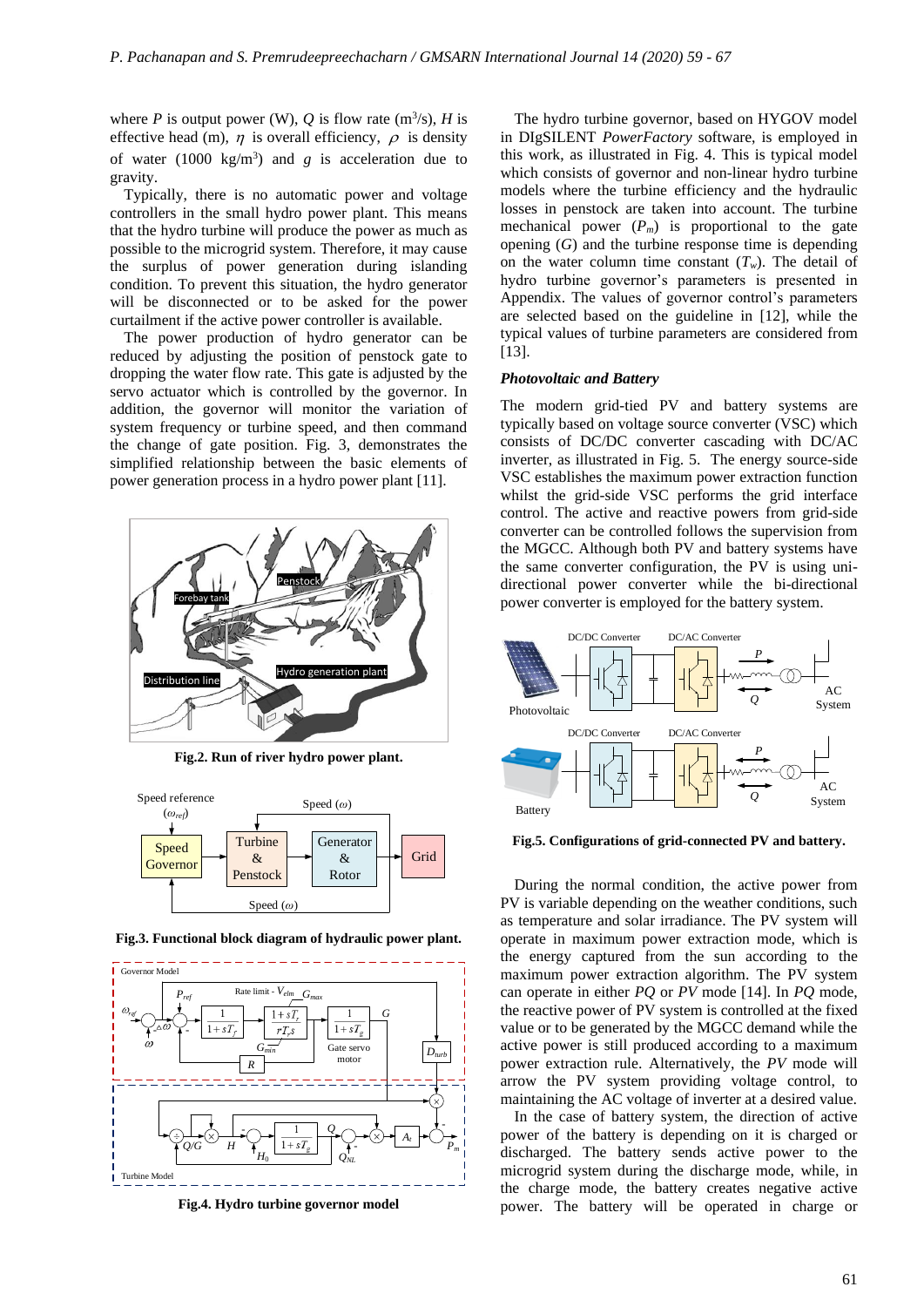where $P$ is output power (W), $Q$ is flow rate ($m^3$/s), $H$ is effective head (m), $\eta$ is overall efficiency, $\rho$ is density of water (1000 kg/$m^3$) and $g$ is acceleration due to gravity.

Typically, there is no automatic power and voltage controllers in the small hydro power plant. This means that the hydro turbine will produce the power as much as possible to the microgrid system. Therefore, it may cause the surplus of power generation during islanding condition. To prevent this situation, the hydro generator will be disconnected or to be asked for the power curtailment if the active power controller is available.

The power production of hydro generator can be reduced by adjusting the position of penstock gate to dropping the water flow rate. This gate is adjusted by the servo actuator which is controlled by the governor. In addition, the governor will monitor the variation of system frequency or turbine speed, and then command the change of gate position. Fig. 3, demonstrates the simplified relationship between the basic elements of power generation process in a hydro power plant [11].

**Fig.2. Run of river hydro power plant.**

**Fig.3. Functional block diagram of hydraulic power plant.**

**Fig.4. Hydro turbine governor model**

The hydro turbine governor, based on HYGOV model in DIgSILENT *PowerFactory* software, is employed in this work, as illustrated in Fig. 4. This is typical model which consists of governor and non-linear hydro turbine models where the turbine efficiency and the hydraulic losses in penstock are taken into account. The turbine mechanical power ($P_m$) is proportional to the gate opening ($G$) and the turbine response time is depending on the water column time constant ($T_w$). The detail of hydro turbine governor's parameters is presented in Appendix. The values of governor control's parameters are selected based on the guideline in [12], while the typical values of turbine parameters are considered from [13].

### *Photovoltaic and Battery*

The modern grid-tied PV and battery systems are typically based on voltage source converter (VSC) which consists of DC/DC converter cascading with DC/AC inverter, as illustrated in Fig. 5. The energy source-side VSC establishes the maximum power extraction function whilst the grid-side VSC performs the grid interface control. The active and reactive powers from grid-side converter can be controlled follows the supervision from the MGCC. Although both PV and battery systems have the same converter configuration, the PV is using uni-directional power converter while the bi-directional power converter is employed for the battery system.

**Fig.5. Configurations of grid-connected PV and battery.**

During the normal condition, the active power from PV is variable depending on the weather conditions, such as temperature and solar irradiance. The PV system will operate in maximum power extraction mode, which is the energy captured from the sun according to the maximum power extraction algorithm. The PV system can operate in either *PQ* or *PV* mode [14]. In *PQ* mode, the reactive power of PV system is controlled at the fixed value or to be generated by the MGCC demand while the active power is still produced according to a maximum power extraction rule. Alternatively, the *PV* mode will arrow the PV system providing voltage control, to maintaining the AC voltage of inverter at a desired value.

In the case of battery system, the direction of active power of the battery is depending on it is charged or discharged. The battery sends active power to the microgrid system during the discharge mode, while, in the charge mode, the battery creates negative active power. The battery will be operated in charge or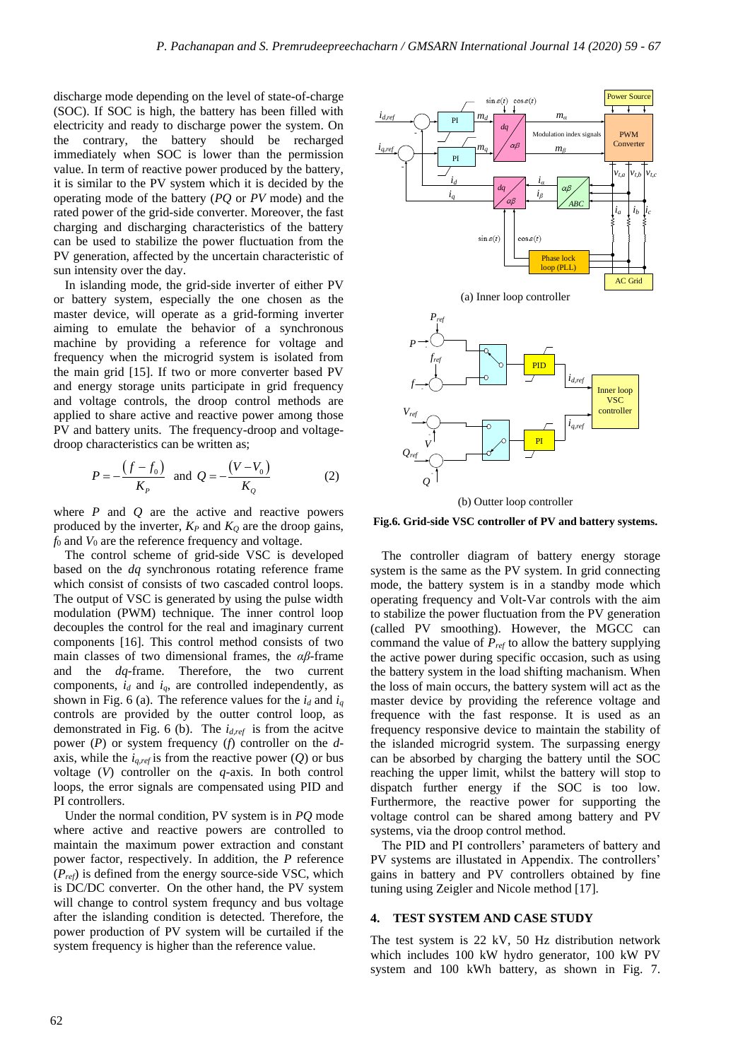discharge mode depending on the level of state-of-charge (SOC). If SOC is high, the battery has been filled with electricity and ready to discharge power the system. On the contrary, the battery should be recharged immediately when SOC is lower than the permission value. In term of reactive power produced by the battery, it is similar to the PV system which it is decided by the operating mode of the battery (*PQ* or *PV* mode) and the rated power of the grid-side converter. Moreover, the fast charging and discharging characteristics of the battery can be used to stabilize the power fluctuation from the PV generation, affected by the uncertain characteristic of sun intensity over the day.

In islanding mode, the grid-side inverter of either PV or battery system, especially the one chosen as the master device, will operate as a grid-forming inverter aiming to emulate the behavior of a synchronous machine by providing a reference for voltage and frequency when the microgrid system is isolated from the main grid [15]. If two or more converter based PV and energy storage units participate in grid frequency and voltage controls, the droop control methods are applied to share active and reactive power among those PV and battery units. The frequency-droop and voltage-droop characteristics can be written as;

$$P = -\frac{(f - f_0)}{K_P} \text{ and } Q = -\frac{(V - V_0)}{K_Q} \quad (2)$$

where $P$ and $Q$ are the active and reactive powers produced by the inverter, $K_P$ and $K_Q$ are the droop gains, $f_0$ and $V_0$ are the reference frequency and voltage.

The control scheme of grid-side VSC is developed based on the *dq* synchronous rotating reference frame which consist of consists of two cascaded control loops. The output of VSC is generated by using the pulse width modulation (PWM) technique. The inner control loop decouples the control for the real and imaginary current components [16]. This control method consists of two main classes of two dimensional frames, the $\alpha\beta$-frame and the *dq*-frame. Therefore, the two current components, $i_d$ and $i_q$, are controlled independently, as shown in Fig. 6 (a). The reference values for the $i_d$ and $i_q$ controls are provided by the outter control loop, as demonstrated in Fig. 6 (b). The $i_{d,ref}$ is from the acitve power ($P$) or system frequency ($f$) controller on the *d*-axis, while the $i_{q,ref}$ is from the reactive power ($Q$) or bus voltage ($V$) controller on the *q*-axis. In both control loops, the error signals are compensated using PID and PI controllers.

Under the normal condition, PV system is in *PQ* mode where active and reactive powers are controlled to maintain the maximum power extraction and constant power factor, respectively. In addition, the *P* reference ($P_{ref}$) is defined from the energy source-side VSC, which is DC/DC converter. On the other hand, the PV system will change to control system frequncy and bus voltage after the islanding condition is detected. Therefore, the power production of PV system will be curtailed if the system frequency is higher than the reference value.

(a) Inner loop controller

(b) Outter loop controller

**Fig.6. Grid-side VSC controller of PV and battery systems.**

The controller diagram of battery energy storage system is the same as the PV system. In grid connecting mode, the battery system is in a standby mode which operating frequency and Volt-Var controls with the aim to stabilize the power fluctuation from the PV generation (called PV smoothing). However, the MGCC can command the value of $P_{ref}$ to allow the battery supplying the active power during specific occasion, such as using the battery system in the load shifting mechanism. When the loss of main occurs, the battery system will act as the master device by providing the reference voltage and frequence with the fast response. It is used as an frequency responsive device to maintain the stability of the islanded microgrid system. The surpassing energy can be absorbed by charging the battery until the SOC reaching the upper limit, whilst the battery will stop to dispatch further energy if the SOC is too low. Furthermore, the reactive power for supporting the voltage control can be shared among battery and PV systems, via the droop control method.

The PID and PI controllers' parameters of battery and PV systems are illustrated in Appendix. The controllers' gains in battery and PV controllers obtained by fine tuning using Zeigler and Nicole method [17].

## 4. TEST SYSTEM AND CASE STUDY

The test system is 22 kV, 50 Hz distribution network which includes 100 kW hydro generator, 100 kW PV system and 100 kWh battery, as shown in Fig. 7.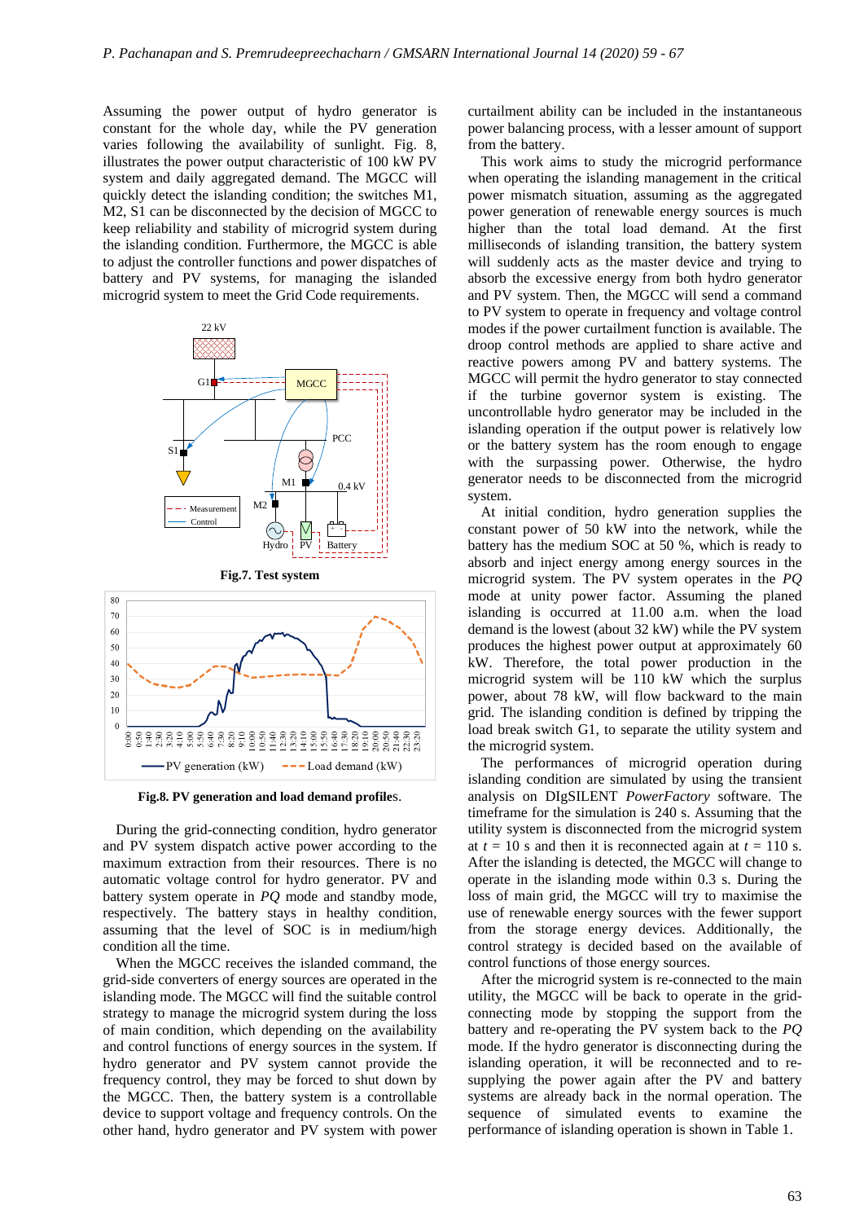Assuming the power output of hydro generator is constant for the whole day, while the PV generation varies following the availability of sunlight. Fig. 8, illustrates the power output characteristic of 100 kW PV system and daily aggregated demand. The MGCC will quickly detect the islanding condition; the switches M1, M2, S1 can be disconnected by the decision of MGCC to keep reliability and stability of microgrid system during the islanding condition. Furthermore, the MGCC is able to adjust the controller functions and power dispatches of battery and PV systems, for managing the islanded microgrid system to meet the Grid Code requirements.

**Fig.7. Test system**

**Fig.8. PV generation and load demand profiles.**

During the grid-connecting condition, hydro generator and PV system dispatch active power according to the maximum extraction from their resources. There is no automatic voltage control for hydro generator. PV and battery system operate in *PQ* mode and standby mode, respectively. The battery stays in healthy condition, assuming that the level of SOC is in medium/high condition all the time.

When the MGCC receives the islanded command, the grid-side converters of energy sources are operated in the islanding mode. The MGCC will find the suitable control strategy to manage the microgrid system during the loss of main condition, which depending on the availability and control functions of energy sources in the system. If hydro generator and PV system cannot provide the frequency control, they may be forced to shut down by the MGCC. Then, the battery system is a controllable device to support voltage and frequency controls. On the other hand, hydro generator and PV system with power curtailment ability can be included in the instantaneous power balancing process, with a lesser amount of support from the battery.

This work aims to study the microgrid performance when operating the islanding management in the critical power mismatch situation, assuming as the aggregated power generation of renewable energy sources is much higher than the total load demand. At the first milliseconds of islanding transition, the battery system will suddenly acts as the master device and trying to absorb the excessive energy from both hydro generator and PV system. Then, the MGCC will send a command to PV system to operate in frequency and voltage control modes if the power curtailment function is available. The droop control methods are applied to share active and reactive powers among PV and battery systems. The MGCC will permit the hydro generator to stay connected if the turbine governor system is existing. The uncontrollable hydro generator may be included in the islanding operation if the output power is relatively low or the battery system has the room enough to engage with the surpassing power. Otherwise, the hydro generator needs to be disconnected from the microgrid system.

At initial condition, hydro generation supplies the constant power of 50 kW into the network, while the battery has the medium SOC at 50 %, which is ready to absorb and inject energy among energy sources in the microgrid system. The PV system operates in the *PQ* mode at unity power factor. Assuming the planed islanding is occurred at 11.00 a.m. when the load demand is the lowest (about 32 kW) while the PV system produces the highest power output at approximately 60 kW. Therefore, the total power production in the microgrid system will be 110 kW which the surplus power, about 78 kW, will flow backward to the main grid. The islanding condition is defined by tripping the load break switch G1, to separate the utility system and the microgrid system.

The performances of microgrid operation during islanding condition are simulated by using the transient analysis on DIgSILENT *PowerFactory* software. The timeframe for the simulation is 240 s. Assuming that the utility system is disconnected from the microgrid system at $t$ = 10 s and then it is reconnected again at $t$ = 110 s. After the islanding is detected, the MGCC will change to operate in the islanding mode within 0.3 s. During the loss of main grid, the MGCC will try to maximise the use of renewable energy sources with the fewer support from the storage energy devices. Additionally, the control strategy is decided based on the available of control functions of those energy sources.

After the microgrid system is re-connected to the main utility, the MGCC will be back to operate in the grid-connecting mode by stopping the support from the battery and re-operating the PV system back to the *PQ* mode. If the hydro generator is disconnecting during the islanding operation, it will be reconnected and to re-supplying the power again after the PV and battery systems are already back in the normal operation. The sequence of simulated events to examine the performance of islanding operation is shown in Table 1.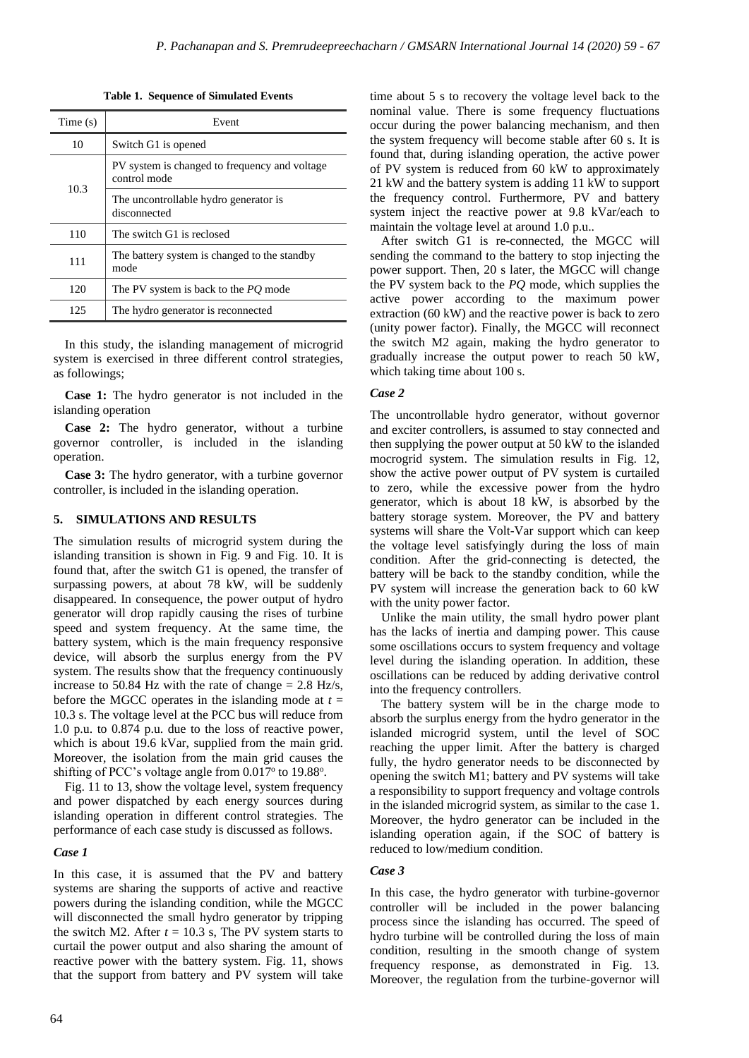**Table 1. Sequence of Simulated Events**

| Time (s) | Event |
|---|---|
| 10 | Switch G1 is opened |
| 10.3 | PV system is changed to frequency and voltage control mode |
| | The uncontrollable hydro generator is disconnected |
| 110 | The switch G1 is reclosed |
| 111 | The battery system is changed to the standby mode |
| 120 | The PV system is back to the *PQ* mode |
| 125 | The hydro generator is reconnected |

In this study, the islanding management of microgrid system is exercised in three different control strategies, as followings;

**Case 1:** The hydro generator is not included in the islanding operation

**Case 2:** The hydro generator, without a turbine governor controller, is included in the islanding operation.

**Case 3:** The hydro generator, with a turbine governor controller, is included in the islanding operation.

## 5. SIMULATIONS AND RESULTS

The simulation results of microgrid system during the islanding transition is shown in Fig. 9 and Fig. 10. It is found that, after the switch G1 is opened, the transfer of surpassing powers, at about 78 kW, will be suddenly disappeared. In consequence, the power output of hydro generator will drop rapidly causing the rises of turbine speed and system frequency. At the same time, the battery system, which is the main frequency responsive device, will absorb the surplus energy from the PV system. The results show that the frequency continuously increase to 50.84 Hz with the rate of change = 2.8 Hz/s, before the MGCC operates in the islanding mode at $t$ = 10.3 s. The voltage level at the PCC bus will reduce from 1.0 p.u. to 0.874 p.u. due to the loss of reactive power, which is about 19.6 kVar, supplied from the main grid. Moreover, the isolation from the main grid causes the shifting of PCC's voltage angle from 0.017$^{o}$ to 19.88$^{o}$.

Fig. 11 to 13, show the voltage level, system frequency and power dispatched by each energy sources during islanding operation in different control strategies. The performance of each case study is discussed as follows.

### *Case 1*

In this case, it is assumed that the PV and battery systems are sharing the supports of active and reactive powers during the islanding condition, while the MGCC will disconnected the small hydro generator by tripping the switch M2. After $t$ = 10.3 s, The PV system starts to curtail the power output and also sharing the amount of reactive power with the battery system. Fig. 11, shows that the support from battery and PV system will take time about 5 s to recovery the voltage level back to the nominal value. There is some frequency fluctuations occur during the power balancing mechanism, and then the system frequency will become stable after 60 s. It is found that, during islanding operation, the active power of PV system is reduced from 60 kW to approximately 21 kW and the battery system is adding 11 kW to support the frequency control. Furthermore, PV and battery system inject the reactive power at 9.8 kVar/each to maintain the voltage level at around 1.0 p.u..

After switch G1 is re-connected, the MGCC will sending the command to the battery to stop injecting the power support. Then, 20 s later, the MGCC will change the PV system back to the *PQ* mode, which supplies the active power according to the maximum power extraction (60 kW) and the reactive power is back to zero (unity power factor). Finally, the MGCC will reconnect the switch M2 again, making the hydro generator to gradually increase the output power to reach 50 kW, which taking time about 100 s.

### *Case 2*

The uncontrollable hydro generator, without governor and exciter controllers, is assumed to stay connected and then supplying the power output at 50 kW to the islanded mocrogrid system. The simulation results in Fig. 12, show the active power output of PV system is curtailed to zero, while the excessive power from the hydro generator, which is about 18 kW, is absorbed by the battery storage system. Moreover, the PV and battery systems will share the Volt-Var support which can keep the voltage level satisfyingly during the loss of main condition. After the grid-connecting is detected, the battery will be back to the standby condition, while the PV system will increase the generation back to 60 kW with the unity power factor.

Unlike the main utility, the small hydro power plant has the lacks of inertia and damping power. This cause some oscillations occurs to system frequency and voltage level during the islanding operation. In addition, these oscillations can be reduced by adding derivative control into the frequency controllers.

The battery system will be in the charge mode to absorb the surplus energy from the hydro generator in the islanded microgrid system, until the level of SOC reaching the upper limit. After the battery is charged fully, the hydro generator needs to be disconnected by opening the switch M1; battery and PV systems will take a responsibility to support frequency and voltage controls in the islanded microgrid system, as similar to the case 1. Moreover, the hydro generator can be included in the islanding operation again, if the SOC of battery is reduced to low/medium condition.

### *Case 3*

In this case, the hydro generator with turbine-governor controller will be included in the power balancing process since the islanding has occurred. The speed of hydro turbine will be controlled during the loss of main condition, resulting in the smooth change of system frequency response, as demonstrated in Fig. 13. Moreover, the regulation from the turbine-governor will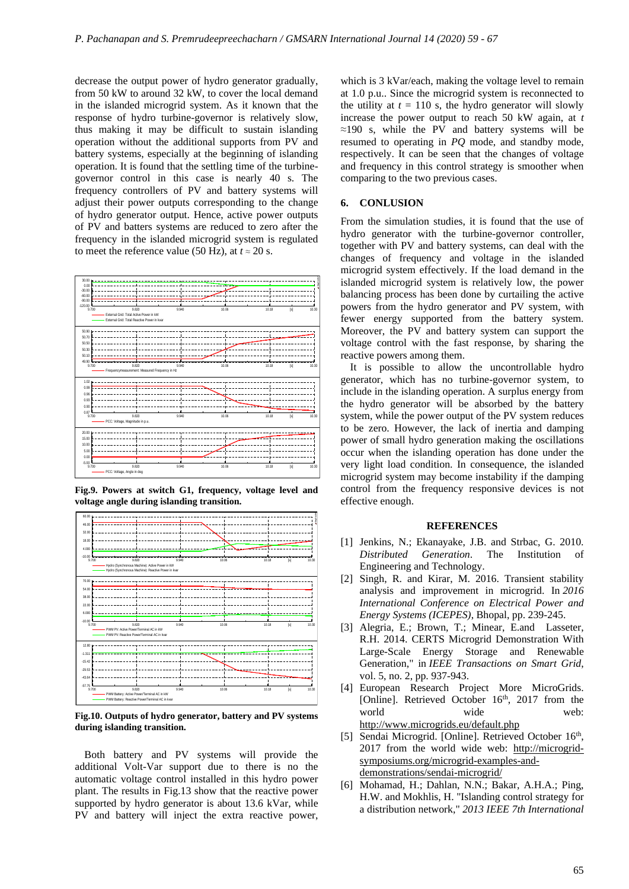decrease the output power of hydro generator gradually, from 50 kW to around 32 kW, to cover the local demand in the islanded microgrid system. As it known that the response of hydro turbine-governor is relatively slow, thus making it may be difficult to sustain islanding operation without the additional supports from PV and battery systems, especially at the beginning of islanding operation. It is found that the settling time of the turbine-governor control in this case is nearly 40 s. The frequency controllers of PV and battery systems will adjust their power outputs corresponding to the change of hydro generator output. Hence, active power outputs of PV and batters systems are reduced to zero after the frequency in the islanded microgrid system is regulated to meet the reference value (50 Hz), at $t \approx 20$ s.

**Fig.9. Powers at switch G1, frequency, voltage level and voltage angle during islanding transition.**

**Fig.10. Outputs of hydro generator, battery and PV systems during islanding transition.**

Both battery and PV systems will provide the additional Volt-Var support due to there is no the automatic voltage control installed in this hydro power plant. The results in Fig.13 show that the reactive power supported by hydro generator is about 13.6 kVar, while PV and battery will inject the extra reactive power, which is 3 kVar/each, making the voltage level to remain at 1.0 p.u.. Since the microgrid system is reconnected to the utility at $t$ = 110 s, the hydro generator will slowly increase the power output to reach 50 kW again, at $t \approx 190$ s, while the PV and battery systems will be resumed to operating in *PQ* mode, and standby mode, respectively. It can be seen that the changes of voltage and frequency in this control strategy is smoother when comparing to the two previous cases.

## 6. CONLUSION

From the simulation studies, it is found that the use of hydro generator with the turbine-governor controller, together with PV and battery systems, can deal with the changes of frequency and voltage in the islanded microgrid system effectively. If the load demand in the islanded microgrid system is relatively low, the power balancing process has been done by curtailing the active powers from the hydro generator and PV system, with fewer energy supported from the battery system. Moreover, the PV and battery system can support the voltage control with the fast response, by sharing the reactive powers among them.

It is possible to allow the uncontrollable hydro generator, which has no turbine-governor system, to include in the islanding operation. A surplus energy from the hydro generator will be absorbed by the battery system, while the power output of the PV system reduces to be zero. However, the lack of inertia and damping power of small hydro generation making the oscillations occur when the islanding operation has done under the very light load condition. In consequence, the islanded microgrid system may become instability if the damping control from the frequency responsive devices is not effective enough.

### REFERENCES

[1] Jenkins, N.; Ekanayake, J.B. and Strbac, G. 2010. *Distributed Generation*. The Institution of Engineering and Technology.

[2] Singh, R. and Kirar, M. 2016. Transient stability analysis and improvement in microgrid. In *2016 International Conference on Electrical Power and Energy Systems (ICEPES)*, Bhopal, pp. 239-245.

[3] Alegria, E.; Brown, T.; Minear, E.and Lasseter, R.H. 2014. CERTS Microgrid Demonstration With Large-Scale Energy Storage and Renewable Generation," in *IEEE Transactions on Smart Grid*, vol. 5, no. 2, pp. 937-943.

[4] European Research Project More MicroGrids. [Online]. Retrieved October 16th, 2017 from the world wide web: http://www.microgrids.eu/default.php

[5] Sendai Microgrid. [Online]. Retrieved October 16th, 2017 from the world wide web: http://microgrid-symposiums.org/microgrid-examples-and-demonstrations/sendai-microgrid/

[6] Mohamad, H.; Dahlan, N.N.; Bakar, A.H.A.; Ping, H.W. and Mokhlis, H. "Islanding control strategy for a distribution network," *2013 IEEE 7th International*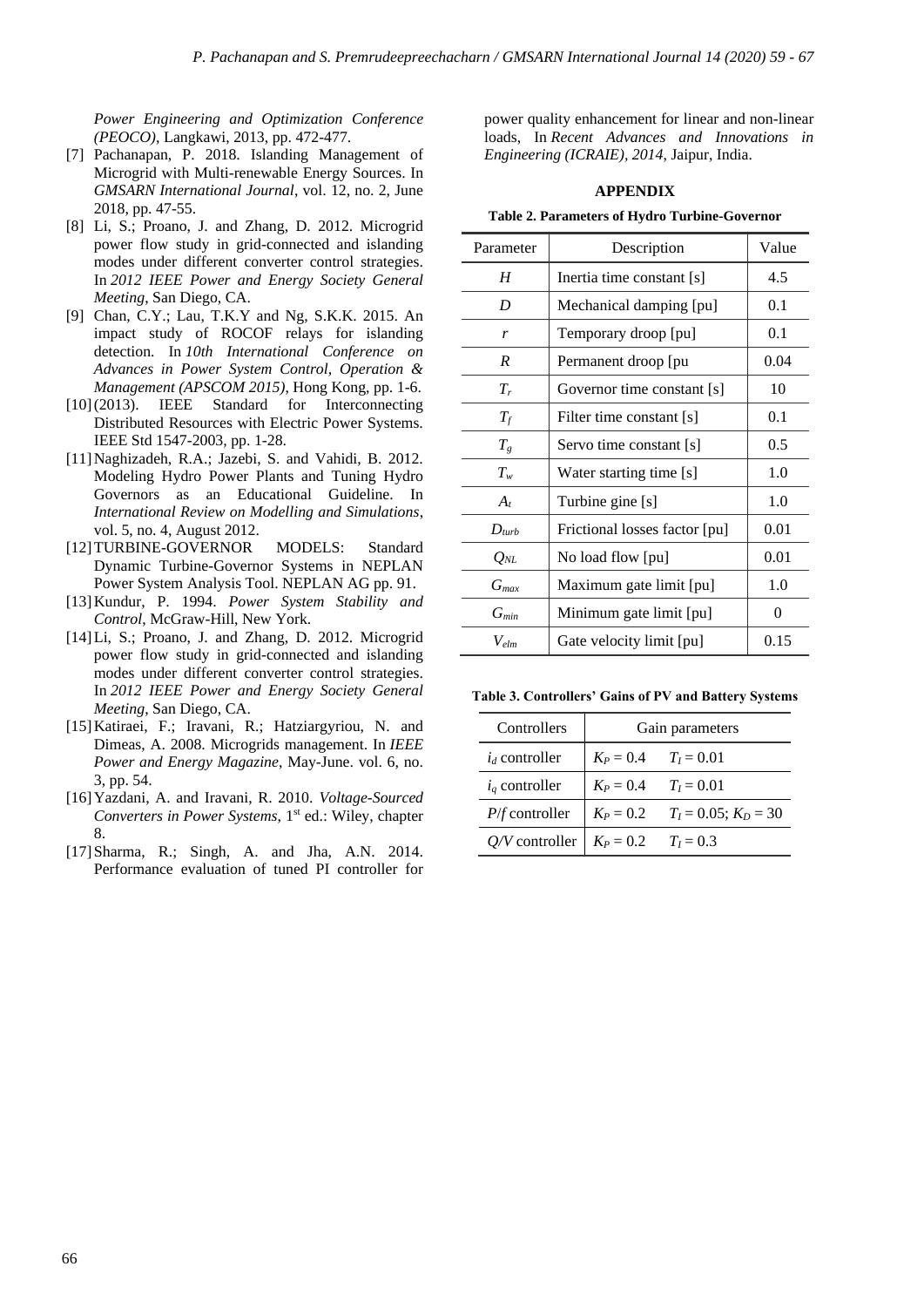*Power Engineering and Optimization Conference (PEOCO)*, Langkawi, 2013, pp. 472-477.

[7] Pachanapan, P. 2018. Islanding Management of Microgrid with Multi-renewable Energy Sources. In *GMSARN International Journal*, vol. 12, no. 2, June 2018, pp. 47-55.

[8] Li, S.; Proano, J. and Zhang, D. 2012. Microgrid power flow study in grid-connected and islanding modes under different converter control strategies. In *2012 IEEE Power and Energy Society General Meeting*, San Diego, CA.

[9] Chan, C.Y.; Lau, T.K.Y and Ng, S.K.K. 2015. An impact study of ROCOF relays for islanding detection. In *10th International Conference on Advances in Power System Control, Operation & Management (APSCOM 2015)*, Hong Kong, pp. 1-6.

[10] (2013). IEEE Standard for Interconnecting Distributed Resources with Electric Power Systems. IEEE Std 1547-2003, pp. 1-28.

[11] Naghizadeh, R.A.; Jazebi, S. and Vahidi, B. 2012. Modeling Hydro Power Plants and Tuning Hydro Governors as an Educational Guideline. In *International Review on Modelling and Simulations*, vol. 5, no. 4, August 2012.

[12] TURBINE-GOVERNOR MODELS: Standard Dynamic Turbine-Governor Systems in NEPLAN Power System Analysis Tool. NEPLAN AG pp. 91.

[13] Kundur, P. 1994. *Power System Stability and Control*, McGraw-Hill, New York.

[14] Li, S.; Proano, J. and Zhang, D. 2012. Microgrid power flow study in grid-connected and islanding modes under different converter control strategies. In *2012 IEEE Power and Energy Society General Meeting*, San Diego, CA.

[15] Katiraei, F.; Iravani, R.; Hatziargyriou, N. and Dimeas, A. 2008. Microgrids management. In *IEEE Power and Energy Magazine*, May-June. vol. 6, no. 3, pp. 54.

[16] Yazdani, A. and Iravani, R. 2010. *Voltage-Sourced Converters in Power Systems*, 1st ed.: Wiley, chapter 8.

[17] Sharma, R.; Singh, A. and Jha, A.N. 2014. Performance evaluation of tuned PI controller for power quality enhancement for linear and non-linear loads, In *Recent Advances and Innovations in Engineering (ICRAIE), 2014*, Jaipur, India.

## APPENDIX

**Table 2. Parameters of Hydro Turbine-Governor**

| Parameter | Description | Value |
|---|---|---|
| $H$ | Inertia time constant [s] | 4.5 |
| $D$ | Mechanical damping [pu] | 0.1 |
| $r$ | Temporary droop [pu] | 0.1 |
| $R$ | Permanent droop [pu | 0.04 |
| $T_r$ | Governor time constant [s] | 10 |
| $T_f$ | Filter time constant [s] | 0.1 |
| $T_g$ | Servo time constant [s] | 0.5 |
| $T_w$ | Water starting time [s] | 1.0 |
| $A_t$ | Turbine gine [s] | 1.0 |
| $D_{turb}$ | Frictional losses factor [pu] | 0.01 |
| $Q_{NL}$ | No load flow [pu] | 0.01 |
| $G_{max}$ | Maximum gate limit [pu] | 1.0 |
| $G_{min}$ | Minimum gate limit [pu] | 0 |
| $V_{elm}$ | Gate velocity limit [pu] | 0.15 |

**Table 3. Controllers' Gains of PV and Battery Systems**

| Controllers | Gain parameters | |
|---|---|---|
| $i_d$ controller | $K_P = 0.4$ | $T_I = 0.01$ |
| $i_q$ controller | $K_P = 0.4$ | $T_I = 0.01$ |
| $P/f$ controller | $K_P = 0.2$ | $T_I = 0.05$; $K_D = 30$ |
| $Q/V$ controller | $K_P = 0.2$ | $T_I = 0.3$ |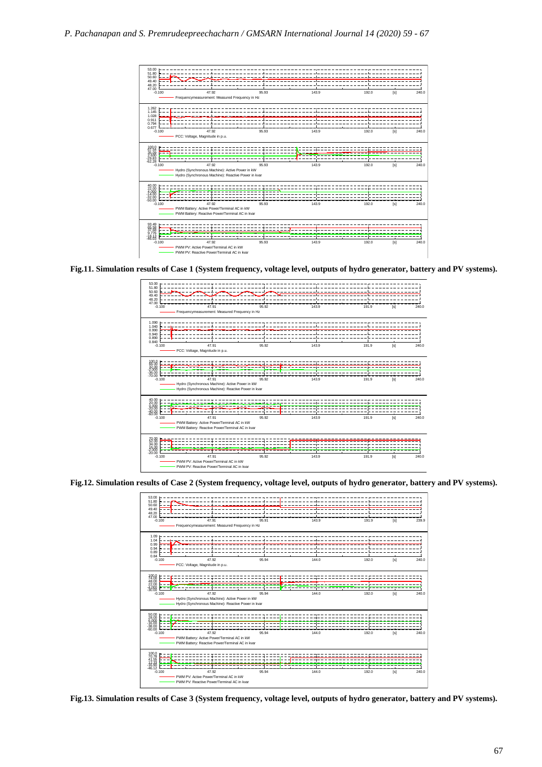53.00
51.80
50.60
49.40
48.20
47.00
-0.100 47.92 95.93 143.9 192.0 [s] 240.0
Frequencymeasurement: Measured Frequency in Hz

1.262
1.145
1.028
0.911
0.794
0.677
-0.100 47.92 95.93 143.9 192.0 [s] 240.0
PCC: Voltage, Magnitude in p.u.

100.0
67.54
35.09
2.630
-29.83
-62.28
-0.100 47.92 95.93 143.9 192.0 [s] 240.0
Hydro (Synchronous Machine): Active Power in kW
Hydro (Synchronous Machine): Reactive Power in kvar

40.00
22.00
4.000
-14.00
-32.00
-50.00
-0.100 47.92 95.93 143.9 192.0 [s] 240.0
PWM Battery: Active Power/Terminal AC in kW
PWM Battery: Reactive Power/Terminal AC in kvar

93.49
65.58
37.68
9.776
-18.13
-46.03
-0.100 47.92 95.93 143.9 192.0 [s] 240.0
PWM PV: Active Power/Terminal AC in kW
PWM PV: Reactive Power/Terminal AC in kvar

**Fig.11. Simulation results of Case 1 (System frequency, voltage level, outputs of hydro generator, battery and PV systems).**

53.00
51.80
50.60
49.40
48.20
47.00
-0.100 47.91 95.92 143.9 191.9 [s] 240.0
Frequencymeasurement: Measured Frequency in Hz

1.090
1.040
0.990
0.940
0.890
0.840
-0.100 47.91 95.92 143.9 191.9 [s] 240.0
PCC: Voltage, Magnitude in p.u.

100.0
66.00
32.00
-2.000
-36.00
-70.00
-0.100 47.91 95.92 143.9 191.9 [s] 240.0
Hydro (Synchronous Machine): Active Power in kW
Hydro (Synchronous Machine): Reactive Power in kvar

40.00
20.00
0.000
-20.00
-40.00
-60.00
-0.100 47.91 95.92 143.9 191.9 [s] 240.0
PWM Battery: Active Power/Terminal AC in kW
PWM Battery: Reactive Power/Terminal AC in kvar

70.00
52.00
34.00
16.00
-2.000
-20.00
-0.100 47.91 95.92 143.9 191.9 [s] 240.0
PWM PV: Active Power/Terminal AC in kW
PWM PV: Reactive Power/Terminal AC in kvar

**Fig.12. Simulation results of Case 2 (System frequency, voltage level, outputs of hydro generator, battery and PV systems).**

53.00
51.80
50.60
49.40
48.20
47.00
-0.100 47.91 95.91 143.9 191.9 [s] 239.9
Frequencymeasurement: Measured Frequency in Hz

1.09
1.04
0.99
0.94
0.89
0.84
-0.100 47.92 95.94 144.0 192.0 [s] 240.0
PCC: Voltage, Magnitude in p.u.

100.0
74.00
48.00
22.00
-4.000
-30.00
-0.100 47.92 95.94 144.0 192.0 [s] 240.0
Hydro (Synchronous Machine): Active Power in kW
Hydro (Synchronous Machine): Reactive Power in kvar

50.00
28.00
6.000
-16.00
-38.00
-60.00
-0.100 47.92 95.94 144.0 192.0 [s] 240.0
PWM Battery: Active Power/Terminal AC in kW
PWM Battery: Reactive Power/Terminal AC in kvar

100.0
70.78
41.55
12.33
-16.90
-46.12
-0.100 47.92 95.94 144.0 192.0 [s] 240.0
PWM PV: Active Power/Terminal AC in kW
PWM PV: Reactive Power/Terminal AC in kvar

**Fig.13. Simulation results of Case 3 (System frequency, voltage level, outputs of hydro generator, battery and PV systems).**